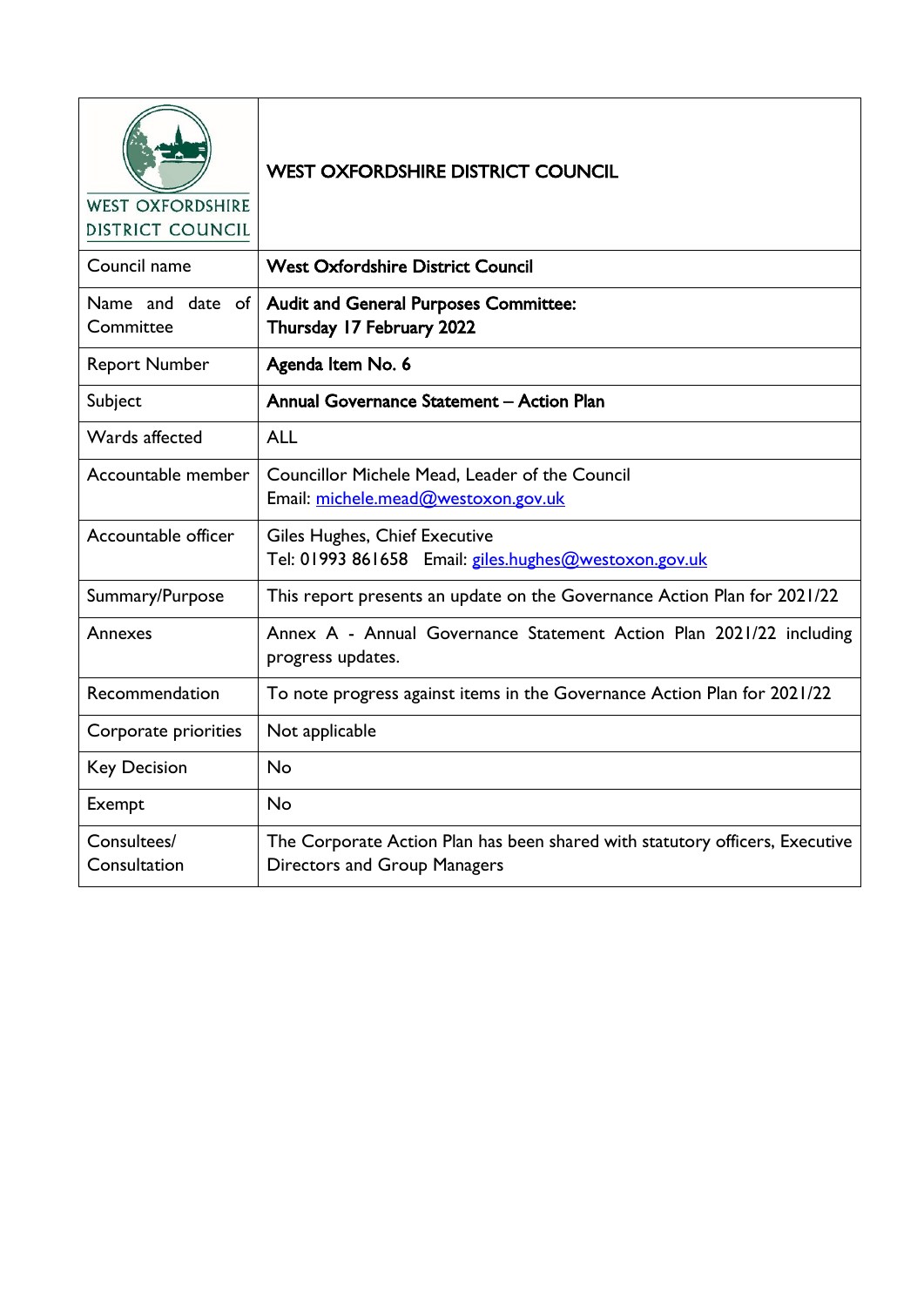| WEST OXFORDSHIRE DISTRICT COUNCIL | **WEST OXFORDSHIRE DISTRICT COUNCIL** |
|---|---|
| Council name | **West Oxfordshire District Council** |
| Name and date of Committee | **Audit and General Purposes Committee:**<br>**Thursday 17 February 2022** |
| Report Number | **Agenda Item No. 6** |
| Subject | **Annual Governance Statement – Action Plan** |
| Wards affected | ALL |
| Accountable member | Councillor Michele Mead, Leader of the Council<br>Email: michele.mead@westoxon.gov.uk |
| Accountable officer | Giles Hughes, Chief Executive<br>Tel: 01993 861658 Email: giles.hughes@westoxon.gov.uk |
| Summary/Purpose | This report presents an update on the Governance Action Plan for 2021/22 |
| Annexes | Annex A - Annual Governance Statement Action Plan 2021/22 including progress updates. |
| Recommendation | To note progress against items in the Governance Action Plan for 2021/22 |
| Corporate priorities | Not applicable |
| Key Decision | No |
| Exempt | No |
| Consultees/ Consultation | The Corporate Action Plan has been shared with statutory officers, Executive Directors and Group Managers |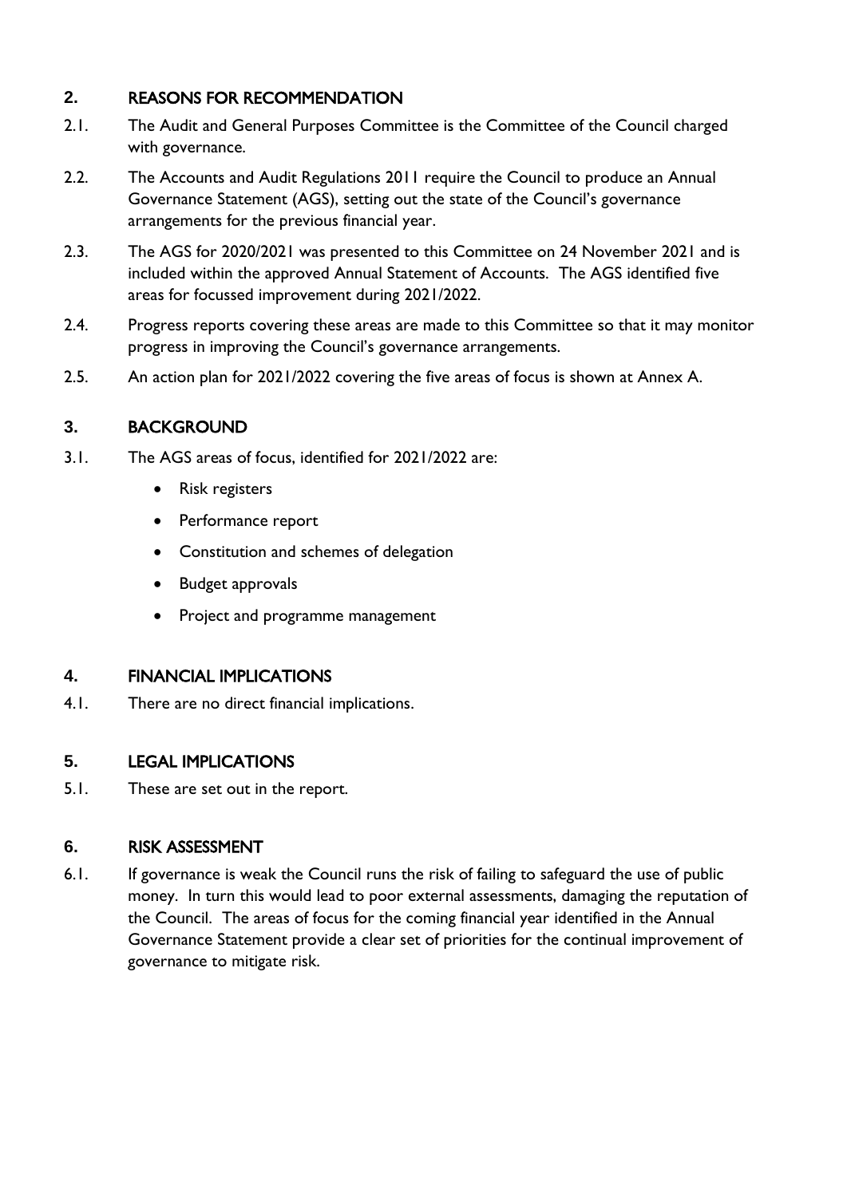## 2. REASONS FOR RECOMMENDATION

2.1. The Audit and General Purposes Committee is the Committee of the Council charged with governance.

2.2. The Accounts and Audit Regulations 2011 require the Council to produce an Annual Governance Statement (AGS), setting out the state of the Council's governance arrangements for the previous financial year.

2.3. The AGS for 2020/2021 was presented to this Committee on 24 November 2021 and is included within the approved Annual Statement of Accounts. The AGS identified five areas for focussed improvement during 2021/2022.

2.4. Progress reports covering these areas are made to this Committee so that it may monitor progress in improving the Council's governance arrangements.

2.5. An action plan for 2021/2022 covering the five areas of focus is shown at Annex A.

## 3. BACKGROUND

3.1. The AGS areas of focus, identified for 2021/2022 are:

- Risk registers
- Performance report
- Constitution and schemes of delegation
- Budget approvals
- Project and programme management

## 4. FINANCIAL IMPLICATIONS

4.1. There are no direct financial implications.

## 5. LEGAL IMPLICATIONS

5.1. These are set out in the report.

## 6. RISK ASSESSMENT

6.1. If governance is weak the Council runs the risk of failing to safeguard the use of public money. In turn this would lead to poor external assessments, damaging the reputation of the Council. The areas of focus for the coming financial year identified in the Annual Governance Statement provide a clear set of priorities for the continual improvement of governance to mitigate risk.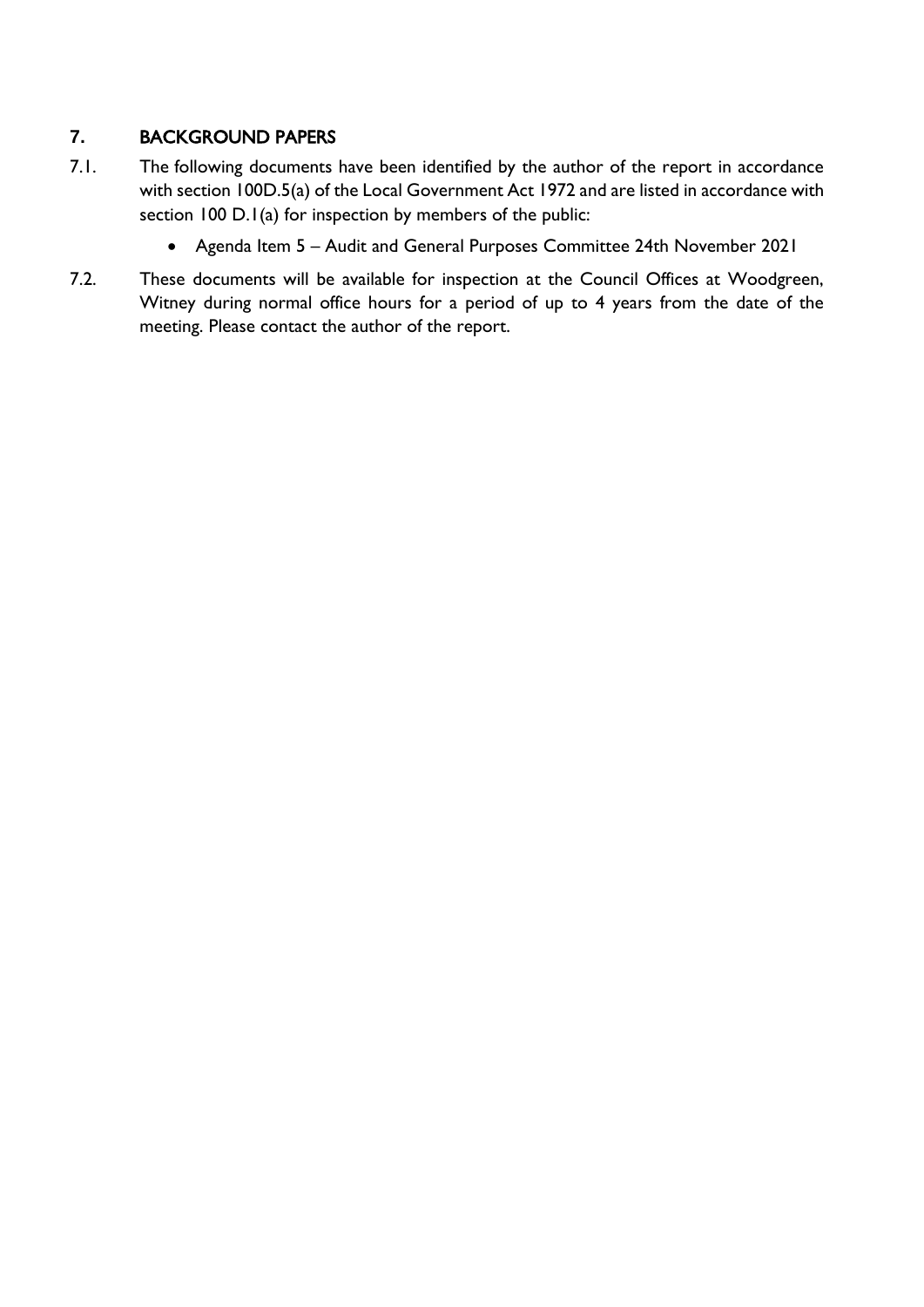## 7. BACKGROUND PAPERS

7.1. The following documents have been identified by the author of the report in accordance with section 100D.5(a) of the Local Government Act 1972 and are listed in accordance with section 100 D.1(a) for inspection by members of the public:

- Agenda Item 5 – Audit and General Purposes Committee 24th November 2021

7.2. These documents will be available for inspection at the Council Offices at Woodgreen, Witney during normal office hours for a period of up to 4 years from the date of the meeting. Please contact the author of the report.